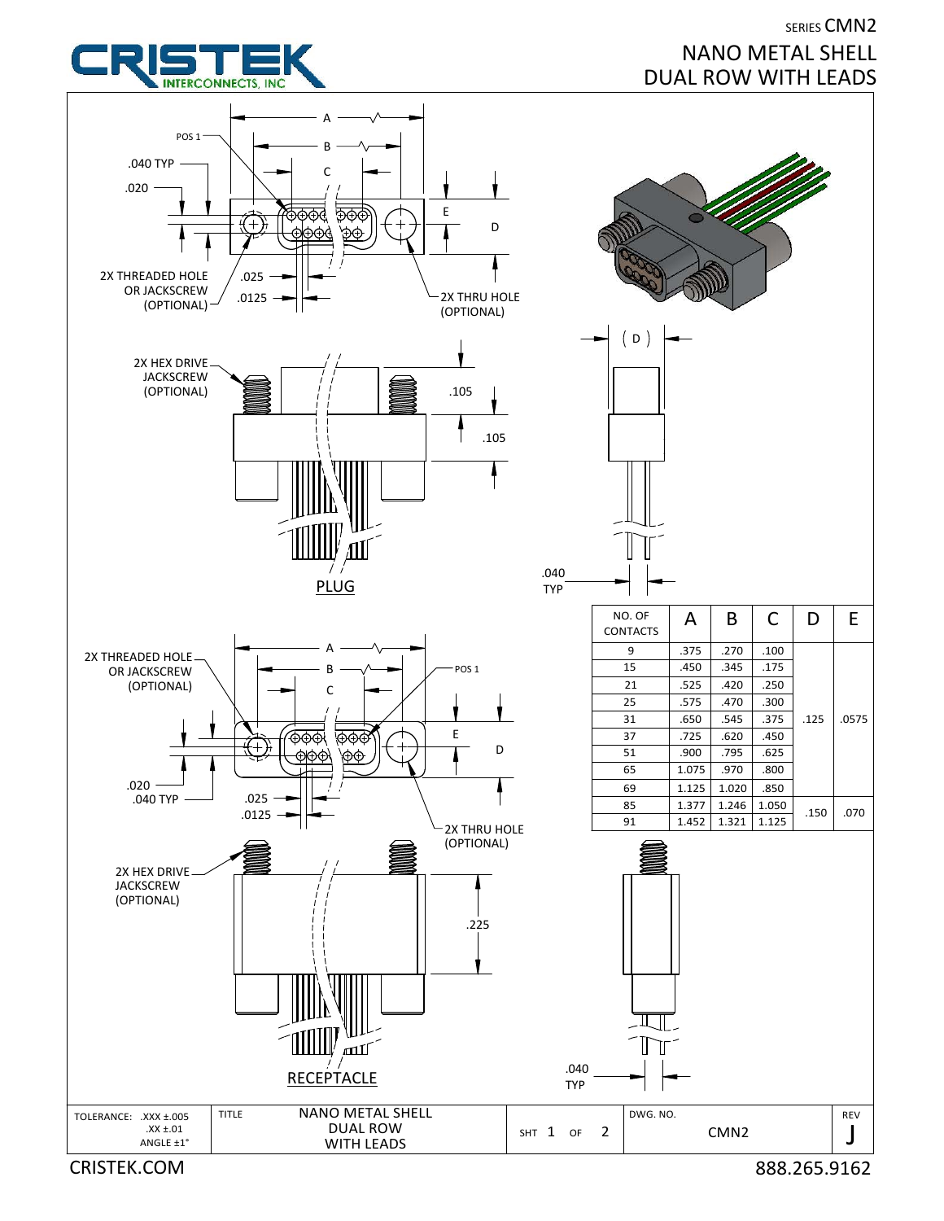SERIES CMN2

# NANO METAL SHELL DUAL ROW WITH LEADS

CRISTEK INTERCONNECTS, INC

## PLUG

A, B, C, POS 1, .040 TYP, .020, E, D, 2X THREADED HOLE OR JACKSCREW (OPTIONAL), .025, .0125, 2X THRU HOLE (OPTIONAL), 2X HEX DRIVE JACKSCREW (OPTIONAL), .105, .105, (D), .040 TYP

## RECEPTACLE

A, B, C, POS 1, 2X THREADED HOLE OR JACKSCREW (OPTIONAL), E, D, .020, .040 TYP, .025, .0125, 2X THRU HOLE (OPTIONAL), 2X HEX DRIVE JACKSCREW (OPTIONAL), .225, .040 TYP

| NO. OF CONTACTS | A | B | C | D | E |
|---|---|---|---|---|---|
| 9 | .375 | .270 | .100 | .125 | .0575 |
| 15 | .450 | .345 | .175 | | |
| 21 | .525 | .420 | .250 | | |
| 25 | .575 | .470 | .300 | | |
| 31 | .650 | .545 | .375 | | |
| 37 | .725 | .620 | .450 | | |
| 51 | .900 | .795 | .625 | | |
| 65 | 1.075 | .970 | .800 | | |
| 69 | 1.125 | 1.020 | .850 | | |
| 85 | 1.377 | 1.246 | 1.050 | .150 | .070 |
| 91 | 1.452 | 1.321 | 1.125 | | |

| TOLERANCE: .XXX ±.005 .XX ±.01 ANGLE ±1° | TITLE: NANO METAL SHELL DUAL ROW WITH LEADS | SHT 1 OF 2 | DWG. NO. CMN2 | REV J |
|---|---|---|---|---|

CRISTEK.COM 888.265.9162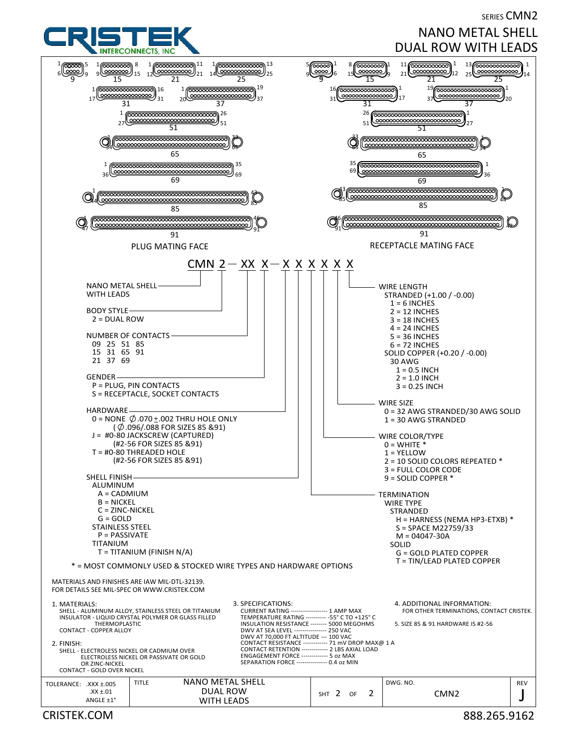SERIES CMN2

# NANO METAL SHELL DUAL ROW WITH LEADS

CRISTEK INTERCONNECTS, INC

9 15 21 25 31 37 51 65 69 85 91

PLUG MATING FACE

9 15 21 25 31 37 51 65 69 85 91

RECEPTACLE MATING FACE

## CMN 2 — XX X — X X X X X X

**NANO METAL SHELL WITH LEADS**

**BODY STYLE**
- 2 = DUAL ROW

**NUMBER OF CONTACTS**
- 09 25 51 85
- 15 31 65 91
- 21 37 69

**GENDER**
- P = PLUG, PIN CONTACTS
- S = RECEPTACLE, SOCKET CONTACTS

**HARDWARE**
- 0 = NONE Ø.070±.002 THRU HOLE ONLY (Ø.096/.088 FOR SIZES 85 &91)
- J = #0-80 JACKSCREW (CAPTURED) (#2-56 FOR SIZES 85 &91)
- T = #0-80 THREADED HOLE (#2-56 FOR SIZES 85 &91)

**SHELL FINISH**
- ALUMINUM
  - A = CADMIUM
  - B = NICKEL
  - C = ZINC-NICKEL
  - G = GOLD
- STAINLESS STEEL
  - P = PASSIVATE
- TITANIUM
  - T = TITANIUM (FINISH N/A)

**WIRE LENGTH**
- STRANDED (+1.00 / -0.00)
  - 1 = 6 INCHES
  - 2 = 12 INCHES
  - 3 = 18 INCHES
  - 4 = 24 INCHES
  - 5 = 36 INCHES
  - 6 = 72 INCHES
- SOLID COPPER (+0.20 / -0.00)
  - 30 AWG
    - 1 = 0.5 INCH
    - 2 = 1.0 INCH
    - 3 = 0.25 INCH

**WIRE SIZE**
- 0 = 32 AWG STRANDED/30 AWG SOLID
- 1 = 30 AWG STRANDED

**WIRE COLOR/TYPE**
- 0 = WHITE *
- 1 = YELLOW
- 2 = 10 SOLID COLORS REPEATED *
- 3 = FULL COLOR CODE
- 9 = SOLID COPPER *

**TERMINATION**
- WIRE TYPE
  - STRANDED
    - H = HARNESS (NEMA HP3-ETXB) *
    - S = SPACE M22759/33
    - M = 04047-30A
  - SOLID
    - G = GOLD PLATED COPPER
    - T = TIN/LEAD PLATED COPPER

* = MOST COMMONLY USED & STOCKED WIRE TYPES AND HARDWARE OPTIONS

MATERIALS AND FINISHES ARE IAW MIL-DTL-32139.
FOR DETAILS SEE MIL-SPEC OR WWW.CRISTEK.COM

1. MATERIALS:
   - SHELL - ALUMINUM ALLOY, STAINLESS STEEL OR TITANIUM
   - INSULATOR - LIQUID CRYSTAL POLYMER OR GLASS FILLED THERMOPLASTIC
   - CONTACT - COPPER ALLOY

2. FINISH:
   - SHELL - ELECTROLESS NICKEL OR CADMIUM OVER ELECTROLESS NICKEL OR PASSIVATE OR GOLD OR ZINC-NICKEL
   - CONTACT - GOLD OVER NICKEL

3. SPECIFICATIONS:
   - CURRENT RATING ------------------ 1 AMP MAX
   - TEMPERATURE RATING ---------- -55° C TO +125° C
   - INSULATION RESISTANCE -------- 5000 MEGOHMS
   - DWV AT SEA LEVEL ---------------- 250 VAC
   - DWV AT 70,000 FT ALTITUDE --- 100 VAC
   - CONTACT RESISTANCE ------------ 71 mV DROP MAX@ 1 A
   - CONTACT RETENTION ------------- 2 LBS AXIAL LOAD
   - ENGAGEMENT FORCE -------------- 5 oz MAX
   - SEPARATION FORCE --------------- 0.4 oz MIN

4. ADDITIONAL INFORMATION:
   FOR OTHER TERMINATIONS, CONTACT CRISTEK.

5. SIZE 85 & 91 HARDWARE IS #2-56

| TOLERANCE: .XXX ±.005 .XX ±.01 ANGLE ±1° | TITLE: NANO METAL SHELL DUAL ROW WITH LEADS | SHT 2 OF 2 | DWG. NO. CMN2 | REV J |
| --- | --- | --- | --- | --- |

CRISTEK.COM 888.265.9162